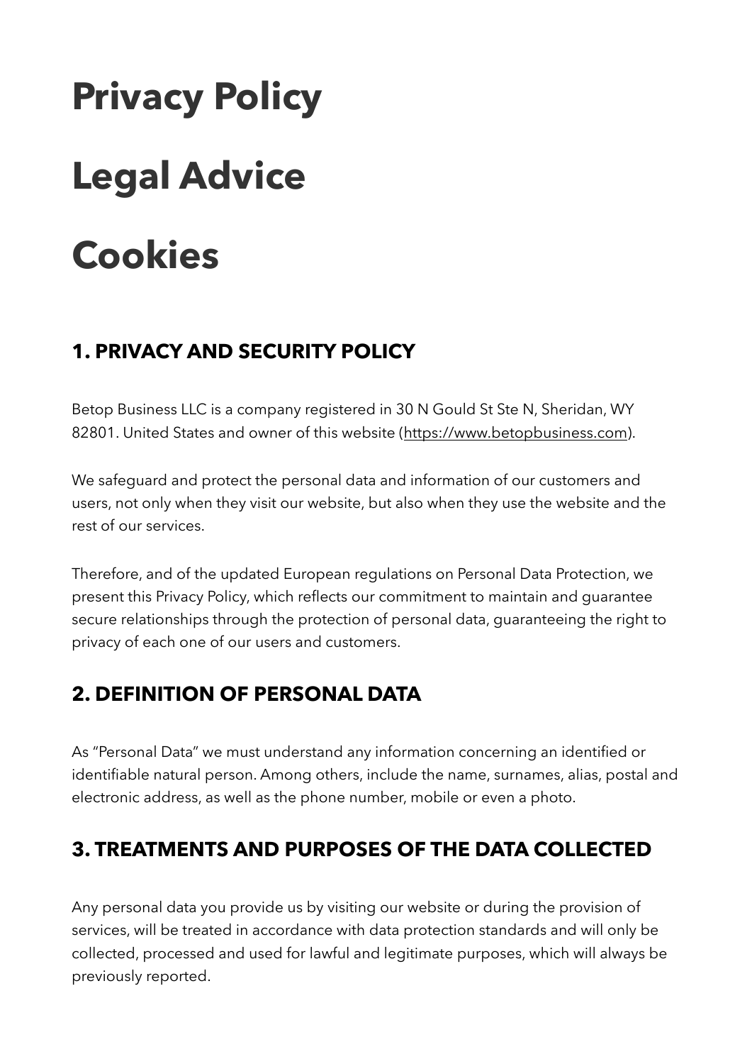# Privacy Policy

# Legal Advice

# Cookies

## 1. PRIVACY AND SECURITY POLICY

Betop Business LLC is a company registered in 30 N Gould St Ste N, Sheridan, WY 82801. United States and owner of this website (https://www.betopbusiness.com).

We safeguard and protect the personal data and information of our customers and users, not only when they visit our website, but also when they use the website and the rest of our services.

Therefore, and of the updated European regulations on Personal Data Protection, we present this Privacy Policy, which reflects our commitment to maintain and guarantee secure relationships through the protection of personal data, guaranteeing the right to privacy of each one of our users and customers.

## 2. DEFINITION OF PERSONAL DATA

As "Personal Data" we must understand any information concerning an identified or identifiable natural person. Among others, include the name, surnames, alias, postal and electronic address, as well as the phone number, mobile or even a photo.

## 3. TREATMENTS AND PURPOSES OF THE DATA COLLECTED

Any personal data you provide us by visiting our website or during the provision of services, will be treated in accordance with data protection standards and will only be collected, processed and used for lawful and legitimate purposes, which will always be previously reported.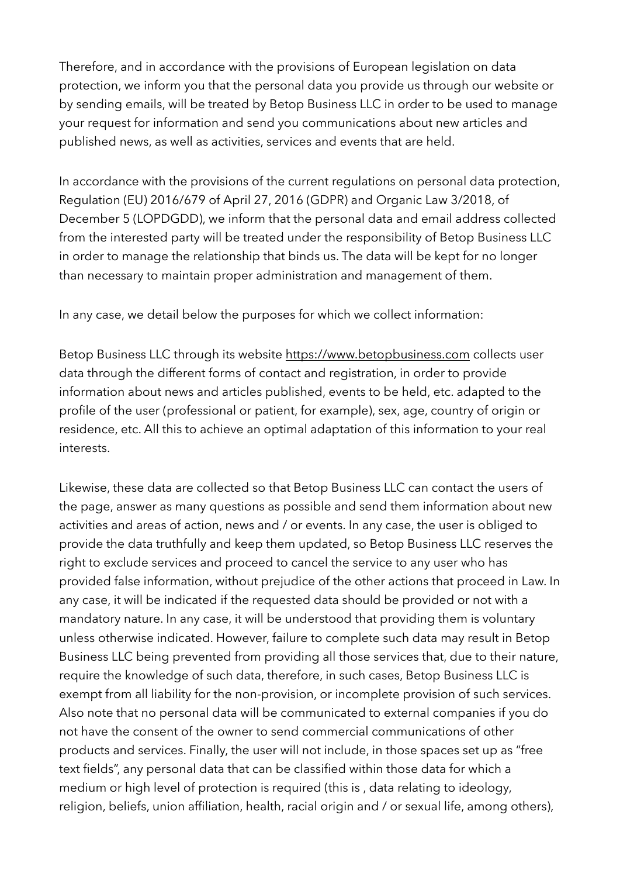Therefore, and in accordance with the provisions of European legislation on data protection, we inform you that the personal data you provide us through our website or by sending emails, will be treated by Betop Business LLC in order to be used to manage your request for information and send you communications about new articles and published news, as well as activities, services and events that are held.

In accordance with the provisions of the current regulations on personal data protection, Regulation (EU) 2016/679 of April 27, 2016 (GDPR) and Organic Law 3/2018, of December 5 (LOPDGDD), we inform that the personal data and email address collected from the interested party will be treated under the responsibility of Betop Business LLC in order to manage the relationship that binds us. The data will be kept for no longer than necessary to maintain proper administration and management of them.

In any case, we detail below the purposes for which we collect information:

Betop Business LLC through its website [https://www.betopbusiness.com](https://www.betopbusiness.com) collects user data through the different forms of contact and registration, in order to provide information about news and articles published, events to be held, etc. adapted to the profile of the user (professional or patient, for example), sex, age, country of origin or residence, etc. All this to achieve an optimal adaptation of this information to your real interests.

Likewise, these data are collected so that Betop Business LLC can contact the users of the page, answer as many questions as possible and send them information about new activities and areas of action, news and / or events. In any case, the user is obliged to provide the data truthfully and keep them updated, so Betop Business LLC reserves the right to exclude services and proceed to cancel the service to any user who has provided false information, without prejudice of the other actions that proceed in Law. In any case, it will be indicated if the requested data should be provided or not with a mandatory nature. In any case, it will be understood that providing them is voluntary unless otherwise indicated. However, failure to complete such data may result in Betop Business LLC being prevented from providing all those services that, due to their nature, require the knowledge of such data, therefore, in such cases, Betop Business LLC is exempt from all liability for the non-provision, or incomplete provision of such services. Also note that no personal data will be communicated to external companies if you do not have the consent of the owner to send commercial communications of other products and services. Finally, the user will not include, in those spaces set up as "free text fields", any personal data that can be classified within those data for which a medium or high level of protection is required (this is , data relating to ideology, religion, beliefs, union affiliation, health, racial origin and / or sexual life, among others),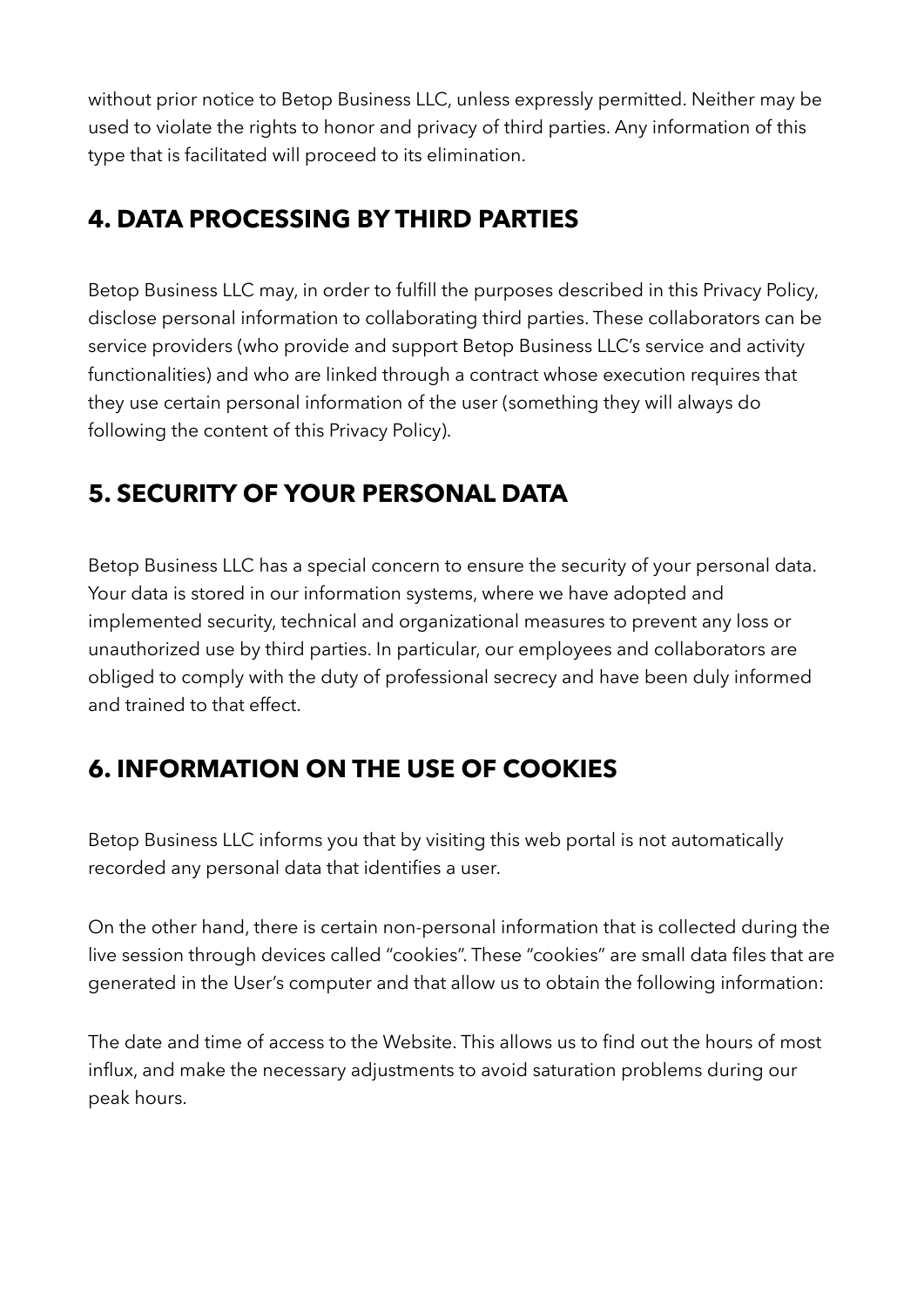without prior notice to Betop Business LLC, unless expressly permitted. Neither may be used to violate the rights to honor and privacy of third parties. Any information of this type that is facilitated will proceed to its elimination.

## 4. DATA PROCESSING BY THIRD PARTIES

Betop Business LLC may, in order to fulfill the purposes described in this Privacy Policy, disclose personal information to collaborating third parties. These collaborators can be service providers (who provide and support Betop Business LLC's service and activity functionalities) and who are linked through a contract whose execution requires that they use certain personal information of the user (something they will always do following the content of this Privacy Policy).

## 5. SECURITY OF YOUR PERSONAL DATA

Betop Business LLC has a special concern to ensure the security of your personal data. Your data is stored in our information systems, where we have adopted and implemented security, technical and organizational measures to prevent any loss or unauthorized use by third parties. In particular, our employees and collaborators are obliged to comply with the duty of professional secrecy and have been duly informed and trained to that effect.

## 6. INFORMATION ON THE USE OF COOKIES

Betop Business LLC informs you that by visiting this web portal is not automatically recorded any personal data that identifies a user.

On the other hand, there is certain non-personal information that is collected during the live session through devices called "cookies". These "cookies" are small data files that are generated in the User's computer and that allow us to obtain the following information:

The date and time of access to the Website. This allows us to find out the hours of most influx, and make the necessary adjustments to avoid saturation problems during our peak hours.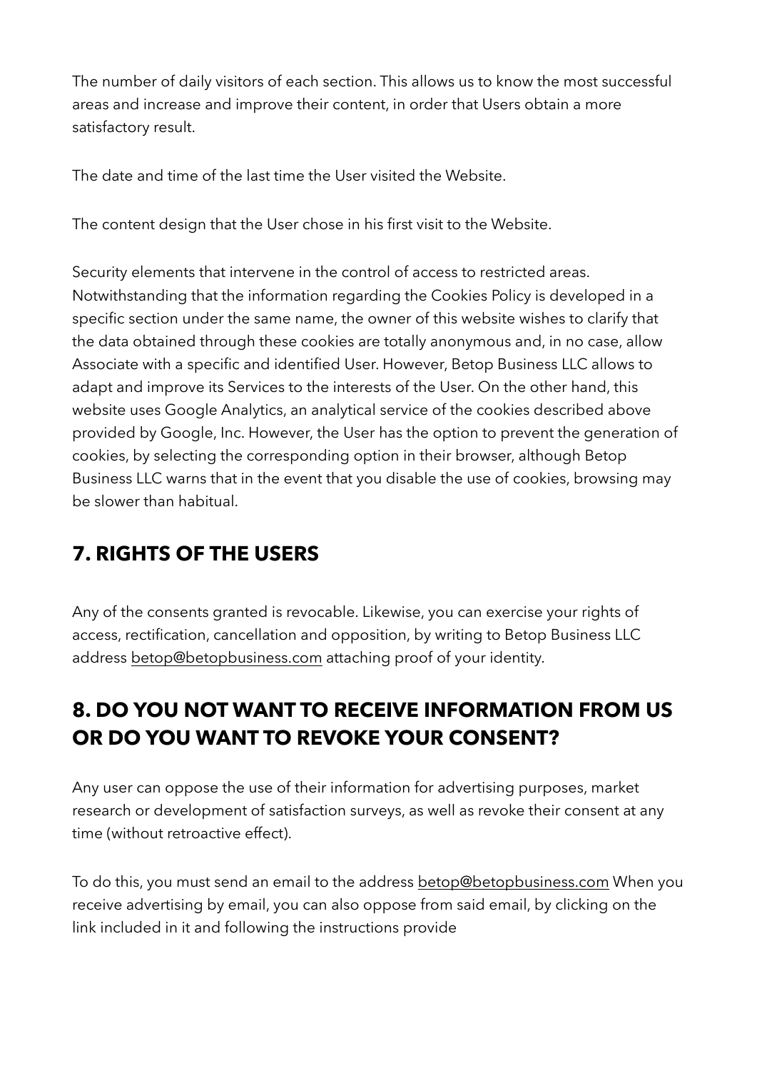The number of daily visitors of each section. This allows us to know the most successful areas and increase and improve their content, in order that Users obtain a more satisfactory result.

The date and time of the last time the User visited the Website.

The content design that the User chose in his first visit to the Website.

Security elements that intervene in the control of access to restricted areas. Notwithstanding that the information regarding the Cookies Policy is developed in a specific section under the same name, the owner of this website wishes to clarify that the data obtained through these cookies are totally anonymous and, in no case, allow Associate with a specific and identified User. However, Betop Business LLC allows to adapt and improve its Services to the interests of the User. On the other hand, this website uses Google Analytics, an analytical service of the cookies described above provided by Google, Inc. However, the User has the option to prevent the generation of cookies, by selecting the corresponding option in their browser, although Betop Business LLC warns that in the event that you disable the use of cookies, browsing may be slower than habitual.

## 7. RIGHTS OF THE USERS

Any of the consents granted is revocable. Likewise, you can exercise your rights of access, rectification, cancellation and opposition, by writing to Betop Business LLC address betop@betopbusiness.com attaching proof of your identity.

## 8. DO YOU NOT WANT TO RECEIVE INFORMATION FROM US OR DO YOU WANT TO REVOKE YOUR CONSENT?

Any user can oppose the use of their information for advertising purposes, market research or development of satisfaction surveys, as well as revoke their consent at any time (without retroactive effect).

To do this, you must send an email to the address betop@betopbusiness.com When you receive advertising by email, you can also oppose from said email, by clicking on the link included in it and following the instructions provide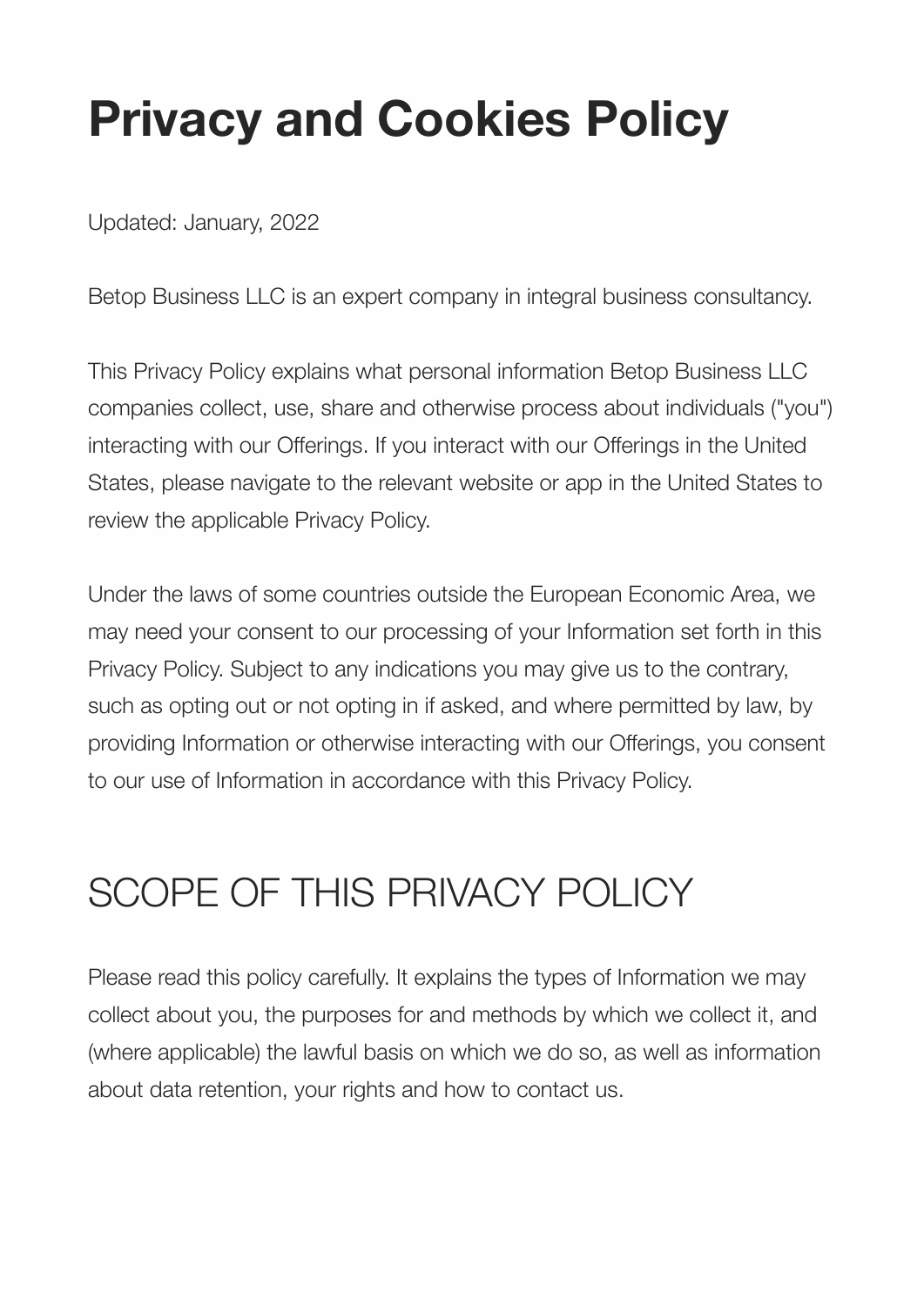# Privacy and Cookies Policy

Updated: January, 2022

Betop Business LLC is an expert company in integral business consultancy.

This Privacy Policy explains what personal information Betop Business LLC companies collect, use, share and otherwise process about individuals ("you") interacting with our Offerings. If you interact with our Offerings in the United States, please navigate to the relevant website or app in the United States to review the applicable Privacy Policy.

Under the laws of some countries outside the European Economic Area, we may need your consent to our processing of your Information set forth in this Privacy Policy. Subject to any indications you may give us to the contrary, such as opting out or not opting in if asked, and where permitted by law, by providing Information or otherwise interacting with our Offerings, you consent to our use of Information in accordance with this Privacy Policy.

## SCOPE OF THIS PRIVACY POLICY

Please read this policy carefully. It explains the types of Information we may collect about you, the purposes for and methods by which we collect it, and (where applicable) the lawful basis on which we do so, as well as information about data retention, your rights and how to contact us.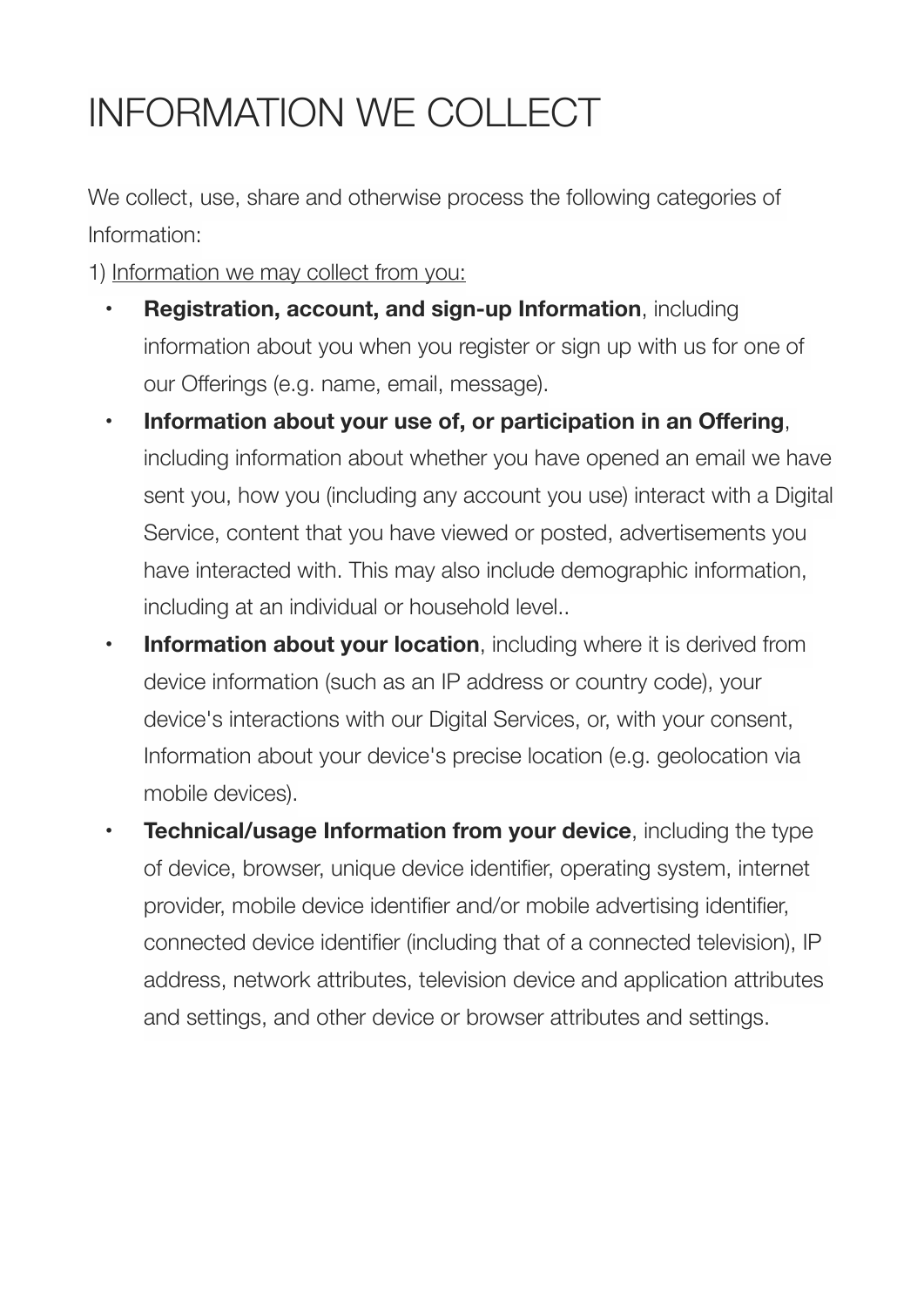# INFORMATION WE COLLECT

We collect, use, share and otherwise process the following categories of Information:

1) Information we may collect from you:

- **Registration, account, and sign-up Information**, including information about you when you register or sign up with us for one of our Offerings (e.g. name, email, message).
- **Information about your use of, or participation in an Offering**, including information about whether you have opened an email we have sent you, how you (including any account you use) interact with a Digital Service, content that you have viewed or posted, advertisements you have interacted with. This may also include demographic information, including at an individual or household level..
- **Information about your location**, including where it is derived from device information (such as an IP address or country code), your device's interactions with our Digital Services, or, with your consent, Information about your device's precise location (e.g. geolocation via mobile devices).
- **Technical/usage Information from your device**, including the type of device, browser, unique device identifier, operating system, internet provider, mobile device identifier and/or mobile advertising identifier, connected device identifier (including that of a connected television), IP address, network attributes, television device and application attributes and settings, and other device or browser attributes and settings.